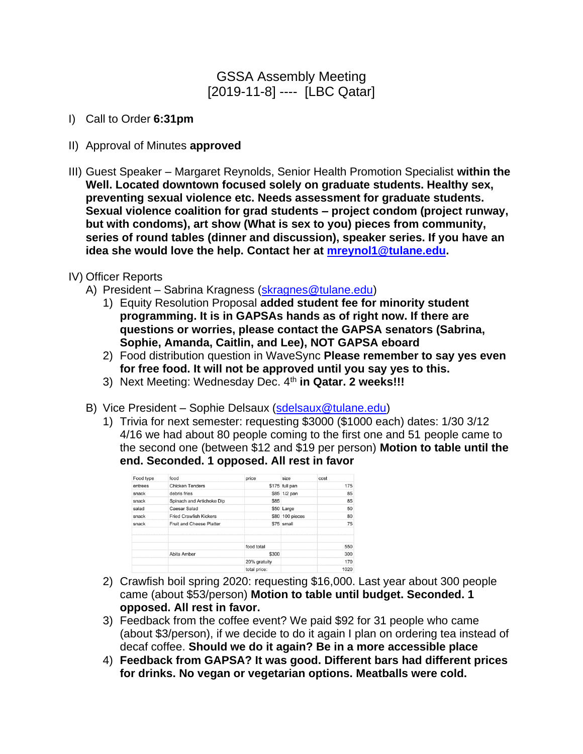# GSSA Assembly Meeting
## [2019-11-8] ---- [LBC Qatar]

I) Call to Order **6:31pm**

II) Approval of Minutes **approved**

III) Guest Speaker – Margaret Reynolds, Senior Health Promotion Specialist **within the Well. Located downtown focused solely on graduate students. Healthy sex, preventing sexual violence etc. Needs assessment for graduate students. Sexual violence coalition for grad students – project condom (project runway, but with condoms), art show (What is sex to you) pieces from community, series of round tables (dinner and discussion), speaker series. If you have an idea she would love the help. Contact her at mreynol1@tulane.edu.**

IV) Officer Reports

A) President – Sabrina Kragness (skragnes@tulane.edu)

1) Equity Resolution Proposal **added student fee for minority student programming. It is in GAPSAs hands as of right now. If there are questions or worries, please contact the GAPSA senators (Sabrina, Sophie, Amanda, Caitlin, and Lee), NOT GAPSA eboard**
2) Food distribution question in WaveSync **Please remember to say yes even for free food. It will not be approved until you say yes to this.**
3) Next Meeting: Wednesday Dec. 4th **in Qatar. 2 weeks!!!**

B) Vice President – Sophie Delsaux (sdelsaux@tulane.edu)

1) Trivia for next semester: requesting $3000 ($1000 each) dates: 1/30 3/12 4/16 we had about 80 people coming to the first one and 51 people came to the second one (between $12 and $19 per person) **Motion to table until the end. Seconded. 1 opposed. All rest in favor**

| Food type | food | price | size | cost |
|---|---|---|---|---|
| entrees | Chicken Tenders | $175 | full pan | 175 |
| snack | debris fries | $85 | 1/2 pan | 85 |
| snack | Spinach and Artichoke Dip | $85 | | 85 |
| salad | Caesar Salad | $50 | Large | 50 |
| snack | Fried Crawfish Kickers | $80 | 100 pieces | 80 |
| snack | Fruit and Cheese Platter | $75 | small | 75 |
| | | | | |
| | | food total | | 550 |
| | Abita Amber | $300 | | 300 |
| | | 20% gratuity | | 170 |
| | | total price: | | 1020 |

2) Crawfish boil spring 2020: requesting $16,000. Last year about 300 people came (about $53/person) **Motion to table until budget. Seconded. 1 opposed. All rest in favor.**
3) Feedback from the coffee event? We paid $92 for 31 people who came (about $3/person), if we decide to do it again I plan on ordering tea instead of decaf coffee. **Should we do it again? Be in a more accessible place**
4) **Feedback from GAPSA? It was good. Different bars had different prices for drinks. No vegan or vegetarian options. Meatballs were cold.**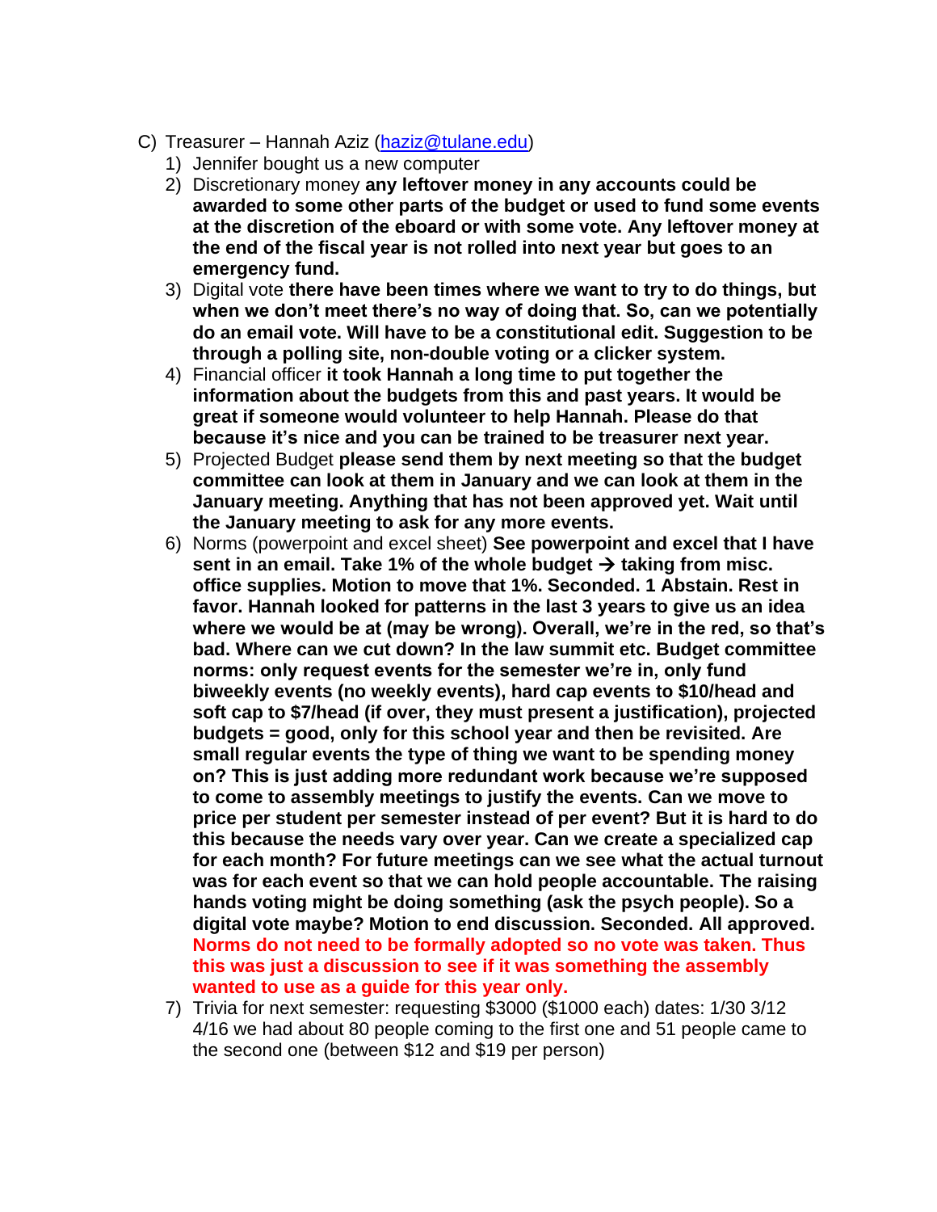C) Treasurer – Hannah Aziz (haziz@tulane.edu)

1) Jennifer bought us a new computer
2) Discretionary money **any leftover money in any accounts could be awarded to some other parts of the budget or used to fund some events at the discretion of the eboard or with some vote. Any leftover money at the end of the fiscal year is not rolled into next year but goes to an emergency fund.**
3) Digital vote **there have been times where we want to try to do things, but when we don't meet there's no way of doing that. So, can we potentially do an email vote. Will have to be a constitutional edit. Suggestion to be through a polling site, non-double voting or a clicker system.**
4) Financial officer **it took Hannah a long time to put together the information about the budgets from this and past years. It would be great if someone would volunteer to help Hannah. Please do that because it's nice and you can be trained to be treasurer next year.**
5) Projected Budget **please send them by next meeting so that the budget committee can look at them in January and we can look at them in the January meeting. Anything that has not been approved yet. Wait until the January meeting to ask for any more events.**
6) Norms (powerpoint and excel sheet) **See powerpoint and excel that I have sent in an email. Take 1% of the whole budget → taking from misc. office supplies. Motion to move that 1%. Seconded. 1 Abstain. Rest in favor. Hannah looked for patterns in the last 3 years to give us an idea where we would be at (may be wrong). Overall, we're in the red, so that's bad. Where can we cut down? In the law summit etc. Budget committee norms: only request events for the semester we're in, only fund biweekly events (no weekly events), hard cap events to $10/head and soft cap to $7/head (if over, they must present a justification), projected budgets = good, only for this school year and then be revisited. Are small regular events the type of thing we want to be spending money on? This is just adding more redundant work because we're supposed to come to assembly meetings to justify the events. Can we move to price per student per semester instead of per event? But it is hard to do this because the needs vary over year. Can we create a specialized cap for each month? For future meetings can we see what the actual turnout was for each event so that we can hold people accountable. The raising hands voting might be doing something (ask the psych people). So a digital vote maybe? Motion to end discussion. Seconded. All approved. Norms do not need to be formally adopted so no vote was taken. Thus this was just a discussion to see if it was something the assembly wanted to use as a guide for this year only.**
7) Trivia for next semester: requesting $3000 ($1000 each) dates: 1/30 3/12 4/16 we had about 80 people coming to the first one and 51 people came to the second one (between $12 and $19 per person)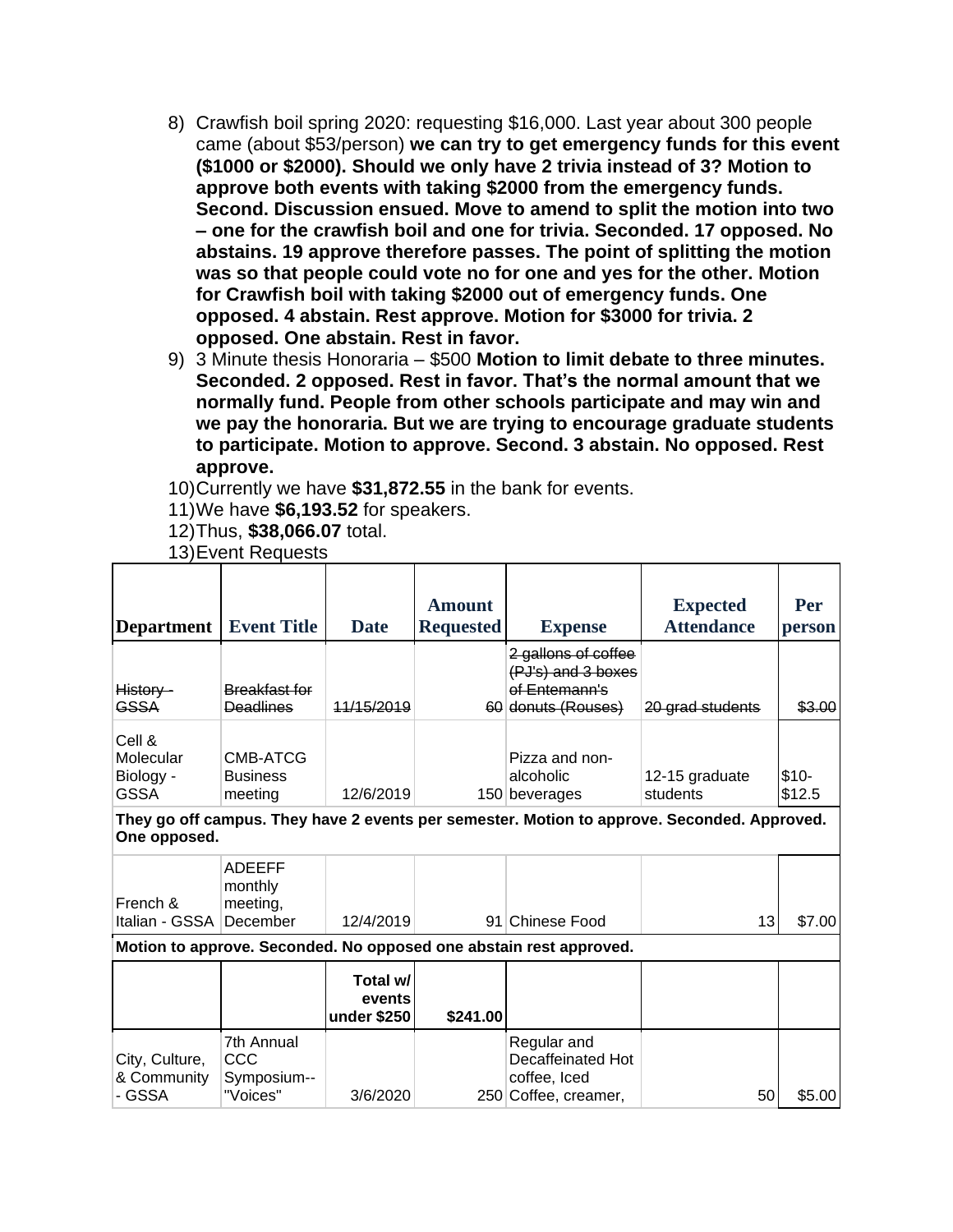8) Crawfish boil spring 2020: requesting $16,000. Last year about 300 people came (about $53/person) **we can try to get emergency funds for this event ($1000 or $2000). Should we only have 2 trivia instead of 3? Motion to approve both events with taking $2000 from the emergency funds. Second. Discussion ensued. Move to amend to split the motion into two – one for the crawfish boil and one for trivia. Seconded. 17 opposed. No abstains. 19 approve therefore passes. The point of splitting the motion was so that people could vote no for one and yes for the other. Motion for Crawfish boil with taking $2000 out of emergency funds. One opposed. 4 abstain. Rest approve. Motion for $3000 for trivia. 2 opposed. One abstain. Rest in favor.**
9) 3 Minute thesis Honoraria – $500 **Motion to limit debate to three minutes. Seconded. 2 opposed. Rest in favor. That's the normal amount that we normally fund. People from other schools participate and may win and we pay the honoraria. But we are trying to encourage graduate students to participate. Motion to approve. Second. 3 abstain. No opposed. Rest approve.**
10) Currently we have **$31,872.55** in the bank for events.
11) We have **$6,193.52** for speakers.
12) Thus, **$38,066.07** total.
13) Event Requests

| Department | Event Title | Date | Amount Requested | Expense | Expected Attendance | Per person |
|---|---|---|---|---|---|---|
| ~~History - GSSA~~ | ~~Breakfast for Deadlines~~ | ~~11/15/2019~~ | ~~60~~ | ~~2 gallons of coffee (PJ's) and 3 boxes of Entemann's donuts (Rouses)~~ | ~~20 grad students~~ | ~~$3.00~~ |
| Cell & Molecular Biology - GSSA | CMB-ATCG Business meeting | 12/6/2019 | 150 | Pizza and non-alcoholic beverages | 12-15 graduate students | $10-$12.5 |
| **They go off campus. They have 2 events per semester. Motion to approve. Seconded. Approved. One opposed.** | | | | | | |
| French & Italian - GSSA | ADEEFF monthly meeting, December | 12/4/2019 | 91 | Chinese Food | 13 | $7.00 |
| **Motion to approve. Seconded. No opposed one abstain rest approved.** | | | | | | |
| | | **Total w/ events under $250** | **$241.00** | | | |
| City, Culture, & Community - GSSA | 7th Annual CCC Symposium--"Voices" | 3/6/2020 | 250 | Regular and Decaffeinated Hot coffee, Iced Coffee, creamer, | 50 | $5.00 |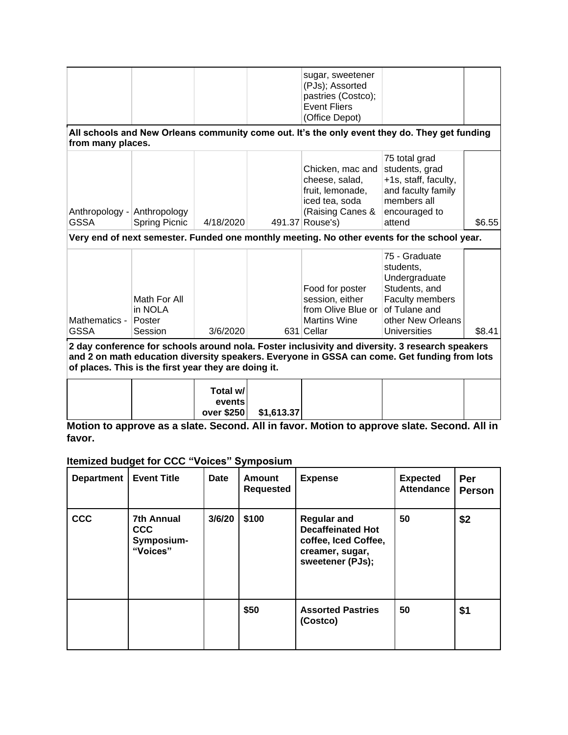| | | | | sugar, sweetener (PJs); Assorted pastries (Costco); Event Fliers (Office Depot) | | |
|---|---|---|---|---|---|---|

**All schools and New Orleans community come out. It's the only event they do. They get funding from many places.**

| | | | | | | |
|---|---|---|---|---|---|---|
| Anthropology - GSSA | Anthropology Spring Picnic | 4/18/2020 | 491.37 | Chicken, mac and cheese, salad, fruit, lemonade, iced tea, soda (Raising Canes & Rouse's) | 75 total grad students, grad +1s, staff, faculty, and faculty family members all encouraged to attend | $6.55 |

**Very end of next semester. Funded one monthly meeting. No other events for the school year.**

| | | | | | | |
|---|---|---|---|---|---|---|
| Mathematics - GSSA | Math For All in NOLA Poster Session | 3/6/2020 | 631 | Food for poster session, either from Olive Blue or Martins Wine Cellar | 75 - Graduate students, Undergraduate Students, and Faculty members of Tulane and other New Orleans Universities | $8.41 |

**2 day conference for schools around nola. Foster inclusivity and diversity. 3 research speakers and 2 on math education diversity speakers. Everyone in GSSA can come. Get funding from lots of places. This is the first year they are doing it.**

| | | | | | | |
|---|---|---|---|---|---|---|
| | | Total w/ events over $250 | $1,613.37 | | | |

**Motion to approve as a slate. Second. All in favor. Motion to approve slate. Second. All in favor.**

**Itemized budget for CCC "Voices" Symposium**

| Department | Event Title | Date | Amount Requested | Expense | Expected Attendance | Per Person |
|---|---|---|---|---|---|---|
| **CCC** | **7th Annual CCC Symposium- "Voices"** | **3/6/20** | **$100** | **Regular and Decaffeinated Hot coffee, Iced Coffee, creamer, sugar, sweetener (PJs);** | **50** | **$2** |
| | | | **$50** | **Assorted Pastries (Costco)** | **50** | **$1** |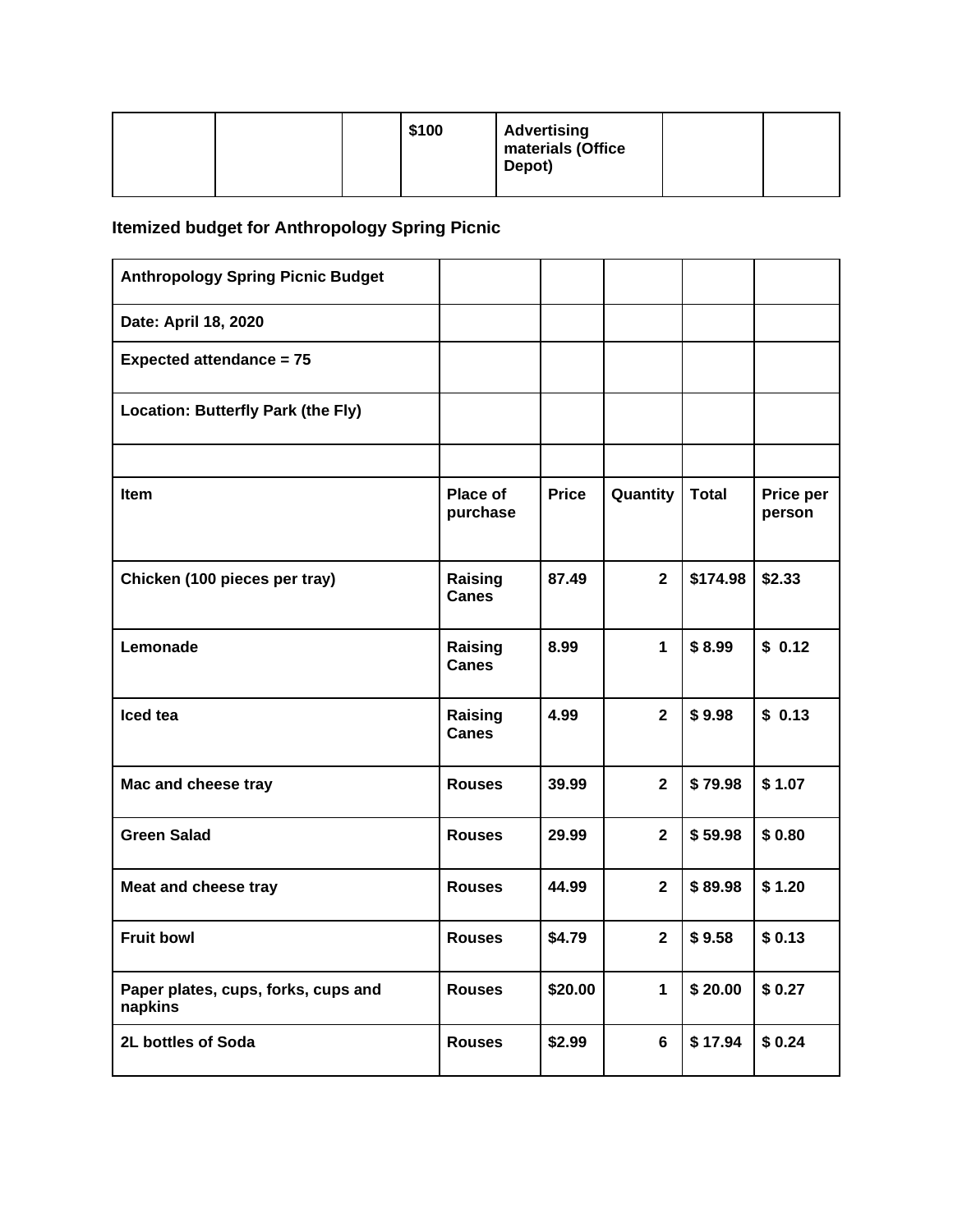|  |  |  | $100 | Advertising materials (Office Depot) |  |  |
|---|---|---|---|---|---|---|

**Itemized budget for Anthropology Spring Picnic**

| **Anthropology Spring Picnic Budget** | | | | | |
|---|---|---|---|---|---|
| **Date: April 18, 2020** | | | | | |
| **Expected attendance = 75** | | | | | |
| **Location: Butterfly Park (the Fly)** | | | | | |
| | | | | | |
| **Item** | **Place of purchase** | **Price** | **Quantity** | **Total** | **Price per person** |
| **Chicken (100 pieces per tray)** | **Raising Canes** | **87.49** | **2** | **$174.98** | **$2.33** |
| **Lemonade** | **Raising Canes** | **8.99** | **1** | **$ 8.99** | **$ 0.12** |
| **Iced tea** | **Raising Canes** | **4.99** | **2** | **$ 9.98** | **$ 0.13** |
| **Mac and cheese tray** | **Rouses** | **39.99** | **2** | **$ 79.98** | **$ 1.07** |
| **Green Salad** | **Rouses** | **29.99** | **2** | **$ 59.98** | **$ 0.80** |
| **Meat and cheese tray** | **Rouses** | **44.99** | **2** | **$ 89.98** | **$ 1.20** |
| **Fruit bowl** | **Rouses** | **$4.79** | **2** | **$ 9.58** | **$ 0.13** |
| **Paper plates, cups, forks, cups and napkins** | **Rouses** | **$20.00** | **1** | **$ 20.00** | **$ 0.27** |
| **2L bottles of Soda** | **Rouses** | **$2.99** | **6** | **$ 17.94** | **$ 0.24** |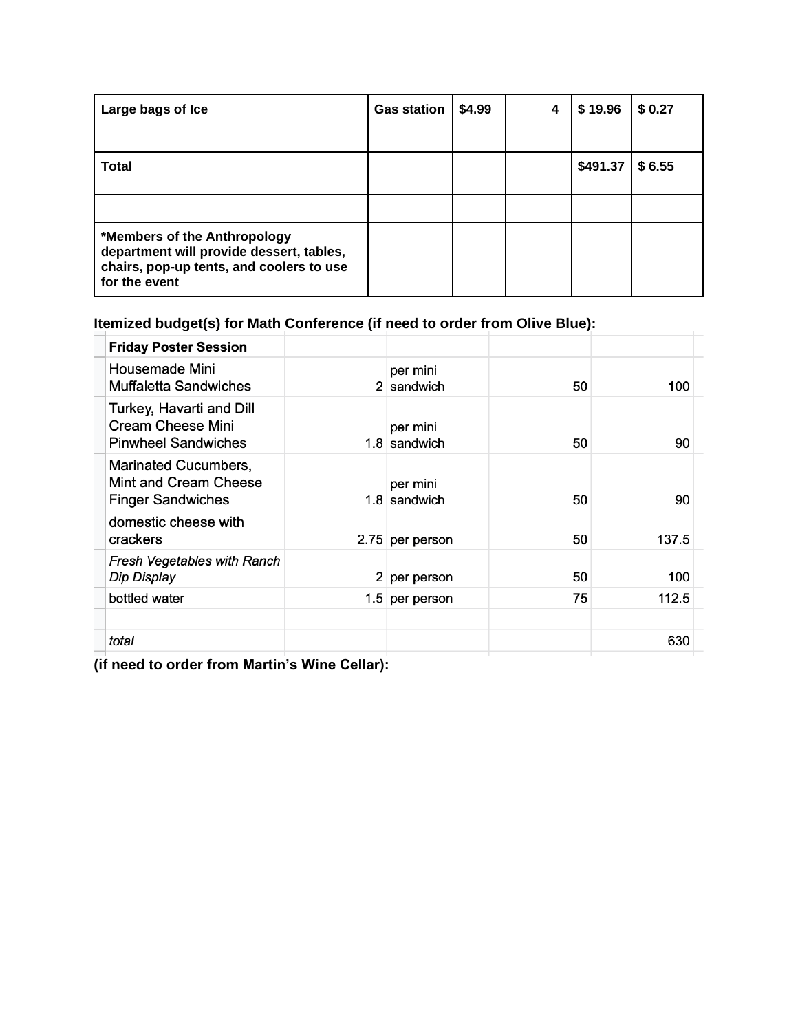| Large bags of Ice | Gas station | $4.99 | 4 | $ 19.96 | $ 0.27 |
|---|---|---|---|---|---|
| Total | | | | $491.37 | $ 6.55 |
| | | | | | |
| *Members of the Anthropology department will provide dessert, tables, chairs, pop-up tents, and coolers to use for the event | | | | | |

**Itemized budget(s) for Math Conference (if need to order from Olive Blue):**

| **Friday Poster Session** | | | | |
|---|---|---|---|---|
| Housemade Mini Muffaletta Sandwiches | 2 | per mini sandwich | 50 | 100 |
| Turkey, Havarti and Dill Cream Cheese Mini Pinwheel Sandwiches | 1.8 | per mini sandwich | 50 | 90 |
| Marinated Cucumbers, Mint and Cream Cheese Finger Sandwiches | 1.8 | per mini sandwich | 50 | 90 |
| domestic cheese with crackers | 2.75 | per person | 50 | 137.5 |
| *Fresh Vegetables with Ranch Dip Display* | 2 | per person | 50 | 100 |
| bottled water | 1.5 | per person | 75 | 112.5 |
| | | | | |
| *total* | | | | 630 |

**(if need to order from Martin's Wine Cellar):**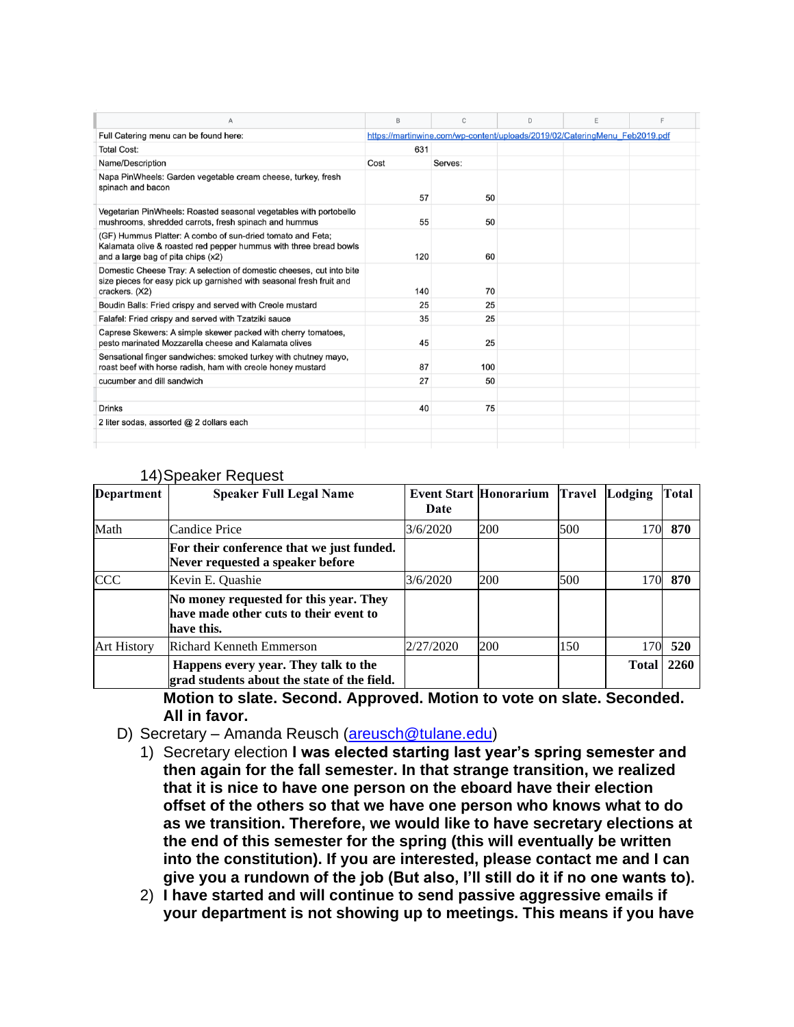| A | B | C | D | E | F |
|---|---|---|---|---|---|
| Full Catering menu can be found here: | https://martinwine.com/wp-content/uploads/2019/02/CateringMenu_Feb2019.pdf | | | | |
| Total Cost: | 631 | | | | |
| Name/Description | Cost | Serves: | | | |
| Napa PinWheels: Garden vegetable cream cheese, turkey, fresh spinach and bacon | 57 | 50 | | | |
| Vegetarian PinWheels: Roasted seasonal vegetables with portobello mushrooms, shredded carrots, fresh spinach and hummus | 55 | 50 | | | |
| (GF) Hummus Platter: A combo of sun-dried tomato and Feta; Kalamata olive & roasted red pepper hummus with three bread bowls and a large bag of pita chips (x2) | 120 | 60 | | | |
| Domestic Cheese Tray: A selection of domestic cheeses, cut into bite size pieces for easy pick up garnished with seasonal fresh fruit and crackers. (X2) | 140 | 70 | | | |
| Boudin Balls: Fried crispy and served with Creole mustard | 25 | 25 | | | |
| Falafel: Fried crispy and served with Tzatziki sauce | 35 | 25 | | | |
| Caprese Skewers: A simple skewer packed with cherry tomatoes, pesto marinated Mozzarella cheese and Kalamata olives | 45 | 25 | | | |
| Sensational finger sandwiches: smoked turkey with chutney mayo, roast beef with horse radish, ham with creole honey mustard | 87 | 100 | | | |
| cucumber and dill sandwich | 27 | 50 | | | |
| | | | | | |
| Drinks | 40 | 75 | | | |
| 2 liter sodas, assorted @ 2 dollars each | | | | | |

14) Speaker Request

| Department | Speaker Full Legal Name | Event Start Date | Honorarium | Travel | Lodging | Total |
|---|---|---|---|---|---|---|
| Math | Candice Price | 3/6/2020 | 200 | 500 | 170 | **870** |
| | **For their conference that we just funded. Never requested a speaker before** | | | | | |
| CCC | Kevin E. Quashie | 3/6/2020 | 200 | 500 | 170 | **870** |
| | **No money requested for this year. They have made other cuts to their event to have this.** | | | | | |
| Art History | Richard Kenneth Emmerson | 2/27/2020 | 200 | 150 | 170 | **520** |
| | **Happens every year. They talk to the grad students about the state of the field.** | | | | **Total** | **2260** |

**Motion to slate. Second. Approved. Motion to vote on slate. Seconded. All in favor.**

D) Secretary – Amanda Reusch (areusch@tulane.edu)

1) Secretary election **I was elected starting last year's spring semester and then again for the fall semester. In that strange transition, we realized that it is nice to have one person on the eboard have their election offset of the others so that we have one person who knows what to do as we transition. Therefore, we would like to have secretary elections at the end of this semester for the spring (this will eventually be written into the constitution). If you are interested, please contact me and I can give you a rundown of the job (But also, I'll still do it if no one wants to).**

2) **I have started and will continue to send passive aggressive emails if your department is not showing up to meetings. This means if you have**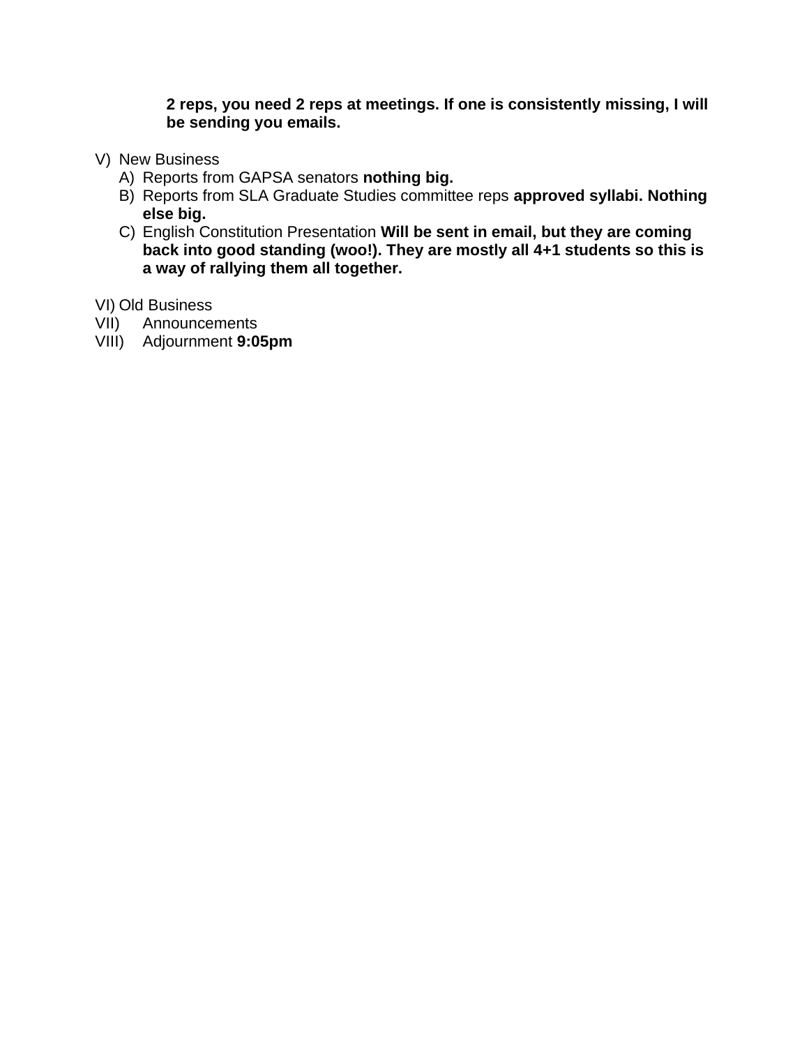**2 reps, you need 2 reps at meetings. If one is consistently missing, I will be sending you emails.**

V) New Business
   A) Reports from GAPSA senators **nothing big.**
   B) Reports from SLA Graduate Studies committee reps **approved syllabi. Nothing else big.**
   C) English Constitution Presentation **Will be sent in email, but they are coming back into good standing (woo!). They are mostly all 4+1 students so this is a way of rallying them all together.**

VI) Old Business

VII) Announcements

VIII) Adjournment **9:05pm**